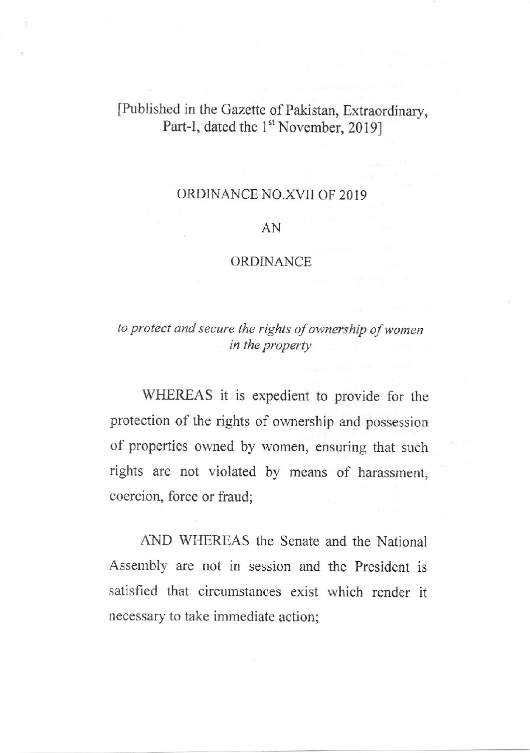[Published in the Gazette of Pakistan, Extraordinary, Part-I, dated the 1st November, 2019]

# ORDINANCE NO.XVII OF 2019

## AN

## ORDINANCE

*to protect and secure the rights of ownership of women in the property*

WHEREAS it is expedient to provide for the protection of the rights of ownership and possession of properties owned by women, ensuring that such rights are not violated by means of harassment, coercion, force or fraud;

AND WHEREAS the Senate and the National Assembly are not in session and the President is satisfied that circumstances exist which render it necessary to take immediate action;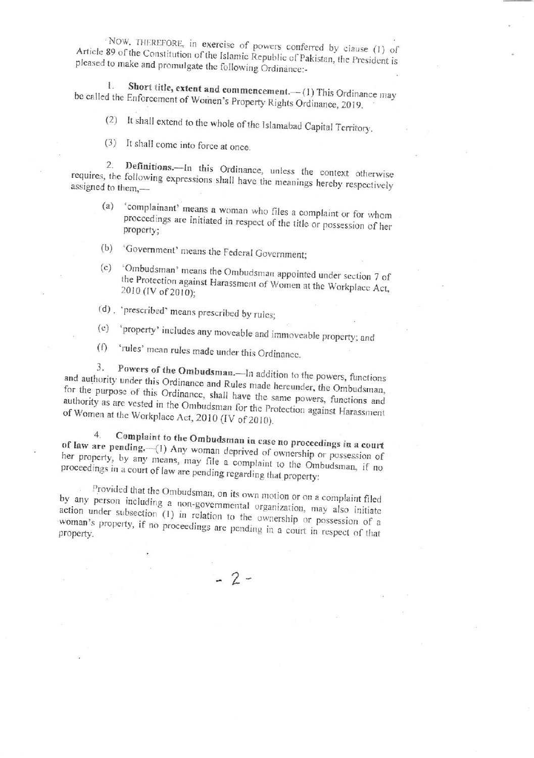NOW, THEREFORE, in exercise of powers conferred by clause (1) of Article 89 of the Constitution of the Islamic Republic of Pakistan, the President is pleased to make and promulgate the following Ordinance:-

1. **Short title, extent and commencement.**—(1) This Ordinance may be called the Enforcement of Women's Property Rights Ordinance, 2019.

(2) It shall extend to the whole of the Islamabad Capital Territory.

(3) It shall come into force at once.

2. **Definitions.**—In this Ordinance, unless the context otherwise requires, the following expressions shall have the meanings hereby respectively assigned to them,—

(a) 'complainant' means a woman who files a complaint or for whom proceedings are initiated in respect of the title or possession of her property;

(b) 'Government' means the Federal Government;

(c) 'Ombudsman' means the Ombudsman appointed under section 7 of the Protection against Harassment of Women at the Workplace Act, 2010 (IV of 2010);

(d) 'prescribed' means prescribed by rules;

(e) 'property' includes any moveable and immoveable property; and

(f) 'rules' mean rules made under this Ordinance.

3. **Powers of the Ombudsman.**—In addition to the powers, functions and authority under this Ordinance and Rules made hereunder, the Ombudsman, for the purpose of this Ordinance, shall have the same powers, functions and authority as are vested in the Ombudsman for the Protection against Harassment of Women at the Workplace Act, 2010 (IV of 2010).

4. **Complaint to the Ombudsman in case no proceedings in a court of law are pending.**—(1) Any woman deprived of ownership or possession of her property, by any means, may file a complaint to the Ombudsman, if no proceedings in a court of law are pending regarding that property:

Provided that the Ombudsman, on its own motion or on a complaint filed by any person including a non-governmental organization, may also initiate action under subsection (1) in relation to the ownership or possession of a woman's property, if no proceedings are pending in a court in respect of that property.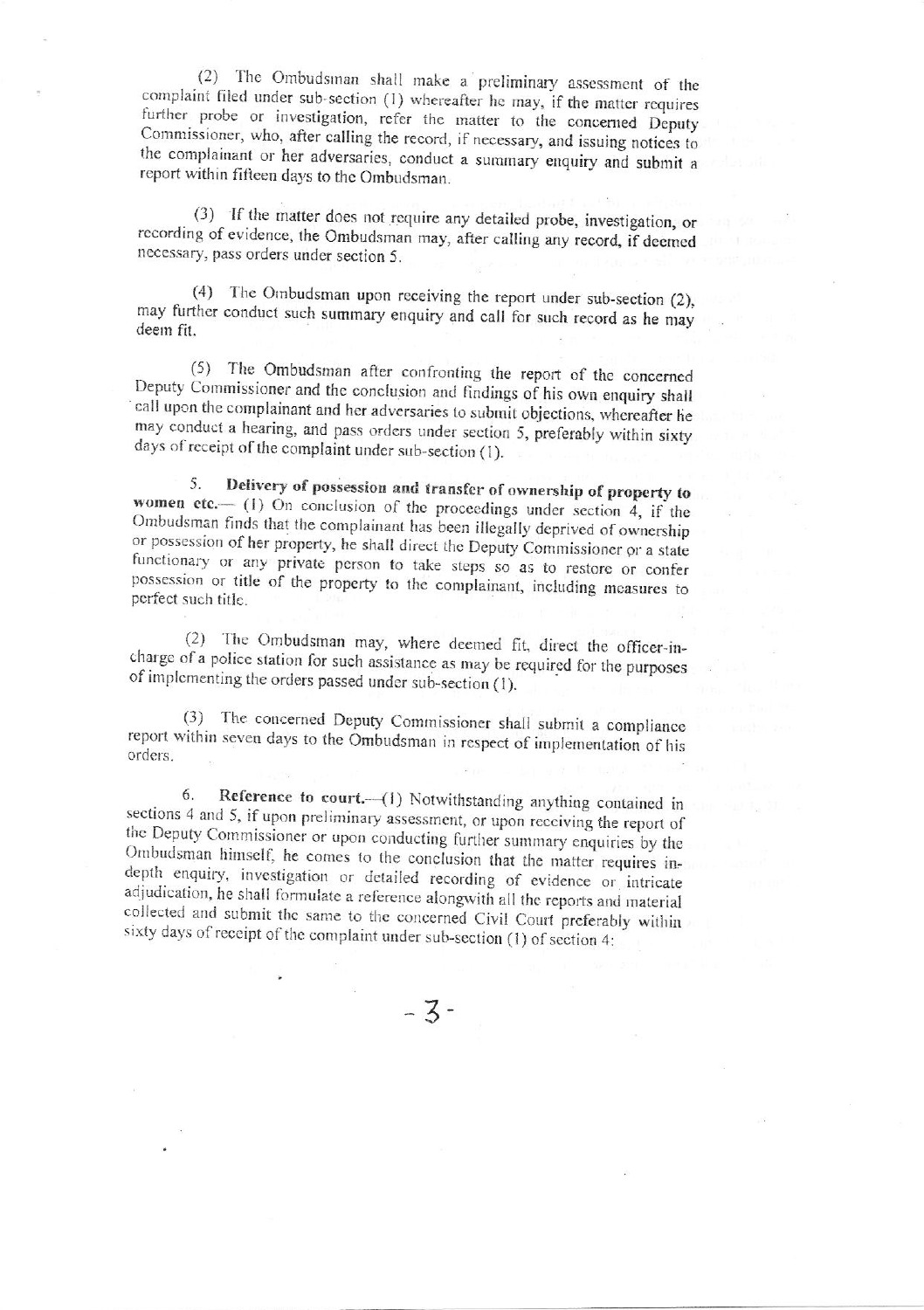(2) The Ombudsman shall make a preliminary assessment of the complaint filed under sub-section (1) whereafter he may, if the matter requires further probe or investigation, refer the matter to the concerned Deputy Commissioner, who, after calling the record, if necessary, and issuing notices to the complainant or her adversaries, conduct a summary enquiry and submit a report within fifteen days to the Ombudsman.

(3) If the matter does not require any detailed probe, investigation, or recording of evidence, the Ombudsman may, after calling any record, if deemed necessary, pass orders under section 5.

(4) The Ombudsman upon receiving the report under sub-section (2), may further conduct such summary enquiry and call for such record as he may deem fit.

(5) The Ombudsman after confronting the report of the concerned Deputy Commissioner and the conclusion and findings of his own enquiry shall call upon the complainant and her adversaries to submit objections, whereafter he may conduct a hearing, and pass orders under section 5, preferably within sixty days of receipt of the complaint under sub-section (1).

5. **Delivery of possession and transfer of ownership of property to women etc.**— (1) On conclusion of the proceedings under section 4, if the Ombudsman finds that the complainant has been illegally deprived of ownership or possession of her property, he shall direct the Deputy Commissioner or a state functionary or any private person to take steps so as to restore or confer possession or title of the property to the complainant, including measures to perfect such title.

(2) The Ombudsman may, where deemed fit, direct the officer-in-charge of a police station for such assistance as may be required for the purposes of implementing the orders passed under sub-section (1).

(3) The concerned Deputy Commissioner shall submit a compliance report within seven days to the Ombudsman in respect of implementation of his orders.

6. **Reference to court.**—(1) Notwithstanding anything contained in sections 4 and 5, if upon preliminary assessment, or upon receiving the report of the Deputy Commissioner or upon conducting further summary enquiries by the Ombudsman himself, he comes to the conclusion that the matter requires in-depth enquiry, investigation or detailed recording of evidence or intricate adjudication, he shall formulate a reference alongwith all the reports and material collected and submit the same to the concerned Civil Court preferably within sixty days of receipt of the complaint under sub-section (1) of section 4: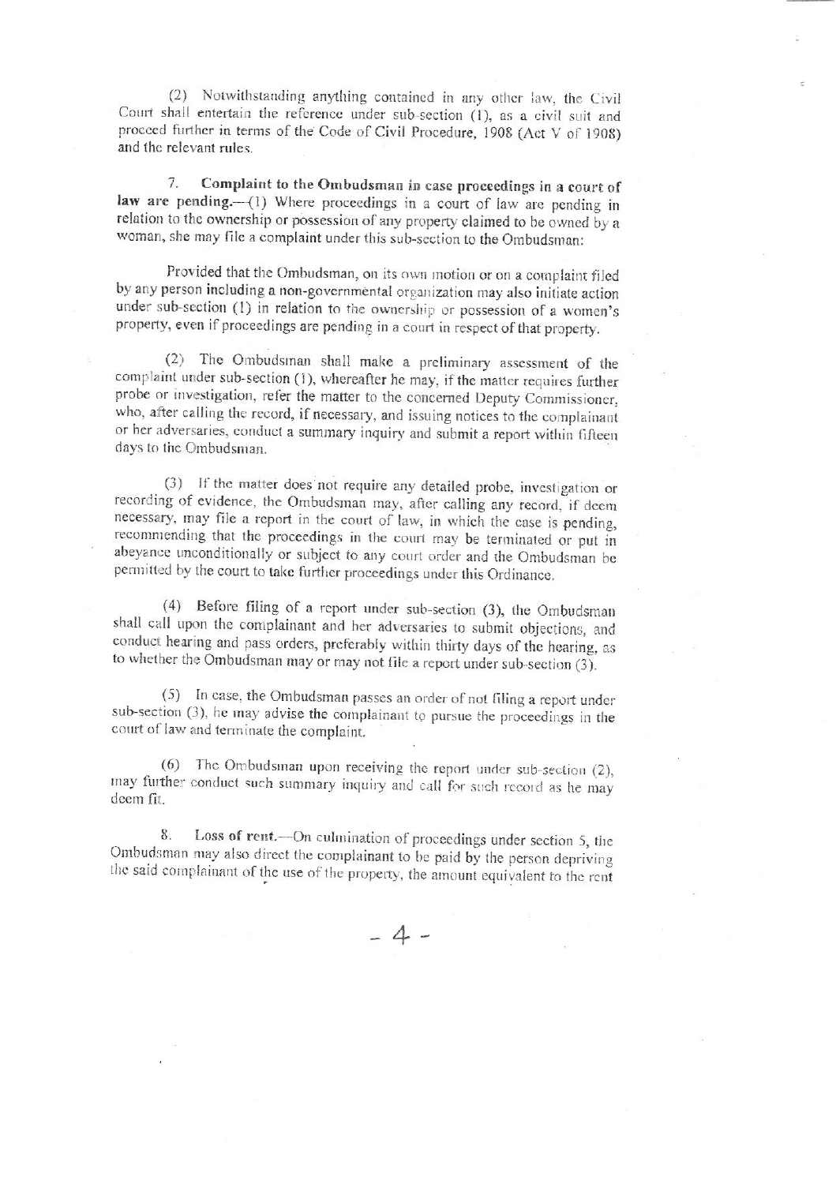(2) Notwithstanding anything contained in any other law, the Civil Court shall entertain the reference under sub-section (1), as a civil suit and proceed further in terms of the Code of Civil Procedure, 1908 (Act V of 1908) and the relevant rules.

7. **Complaint to the Ombudsman in case proceedings in a court of law are pending.**—(1) Where proceedings in a court of law are pending in relation to the ownership or possession of any property claimed to be owned by a woman, she may file a complaint under this sub-section to the Ombudsman:

Provided that the Ombudsman, on its own motion or on a complaint filed by any person including a non-governmental organization may also initiate action under sub-section (1) in relation to the ownership or possession of a women's property, even if proceedings are pending in a court in respect of that property.

(2) The Ombudsman shall make a preliminary assessment of the complaint under sub-section (1), whereafter he may, if the matter requires further probe or investigation, refer the matter to the concerned Deputy Commissioner, who, after calling the record, if necessary, and issuing notices to the complainant or her adversaries, conduct a summary inquiry and submit a report within fifteen days to the Ombudsman.

(3) If the matter does not require any detailed probe, investigation or recording of evidence, the Ombudsman may, after calling any record, if deem necessary, may file a report in the court of law, in which the case is pending, recommending that the proceedings in the court may be terminated or put in abeyance unconditionally or subject to any court order and the Ombudsman be permitted by the court to take further proceedings under this Ordinance.

(4) Before filing of a report under sub-section (3), the Ombudsman shall call upon the complainant and her adversaries to submit objections, and conduct hearing and pass orders, preferably within thirty days of the hearing, as to whether the Ombudsman may or may not file a report under sub-section (3).

(5) In case, the Ombudsman passes an order of not filing a report under sub-section (3), he may advise the complainant to pursue the proceedings in the court of law and terminate the complaint.

(6) The Ombudsman upon receiving the report under sub-section (2), may further conduct such summary inquiry and call for such record as he may deem fit.

8. **Loss of rent.**—On culmination of proceedings under section 5, the Ombudsman may also direct the complainant to be paid by the person depriving the said complainant of the use of the property, the amount equivalent to the rent